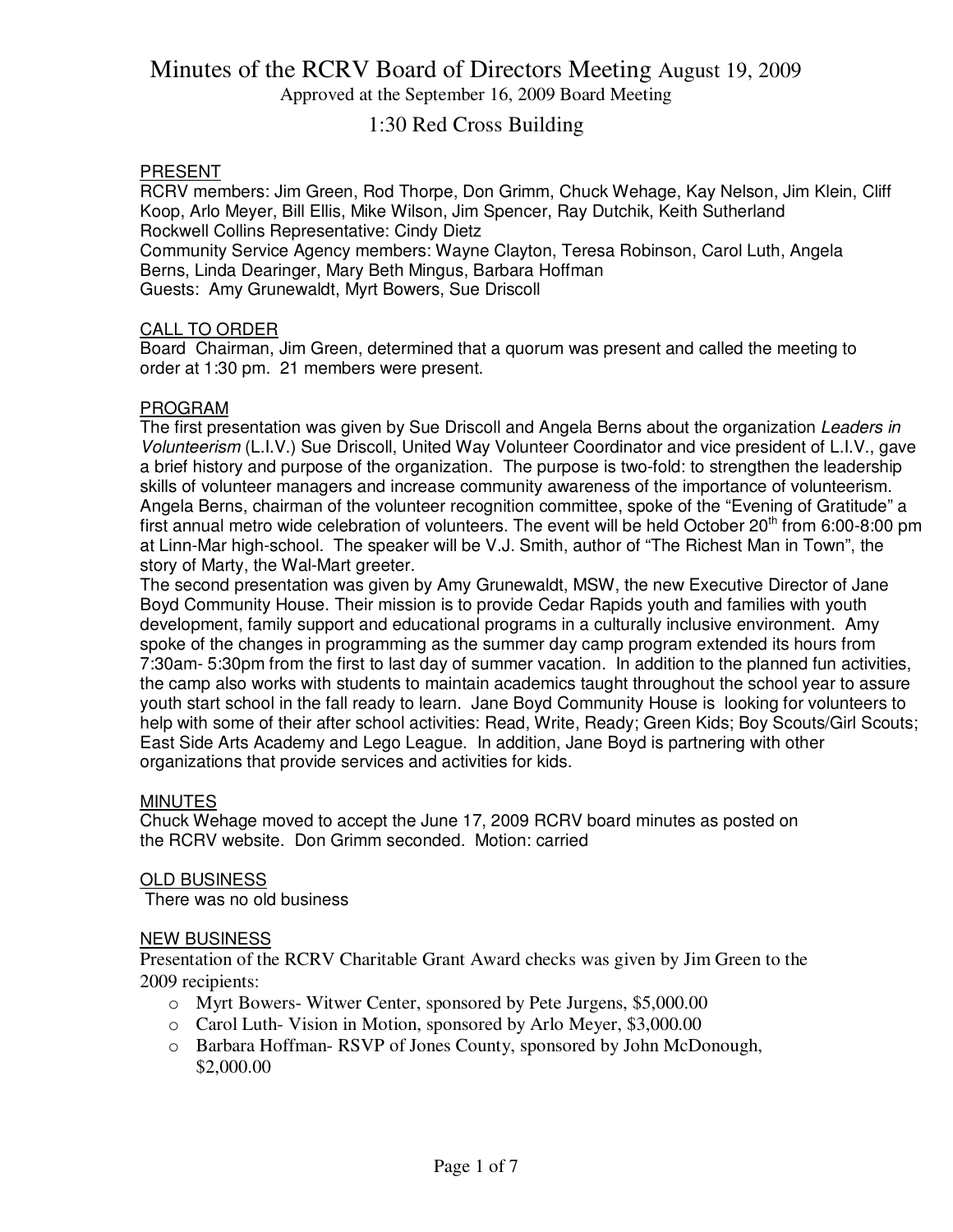# Minutes of the RCRV Board of Directors Meeting August 19, 2009

Approved at the September 16, 2009 Board Meeting

1:30 Red Cross Building

## PRESENT

RCRV members: Jim Green, Rod Thorpe, Don Grimm, Chuck Wehage, Kay Nelson, Jim Klein, Cliff Koop, Arlo Meyer, Bill Ellis, Mike Wilson, Jim Spencer, Ray Dutchik, Keith Sutherland
Rockwell Collins Representative: Cindy Dietz
Community Service Agency members: Wayne Clayton, Teresa Robinson, Carol Luth, Angela Berns, Linda Dearinger, Mary Beth Mingus, Barbara Hoffman
Guests: Amy Grunewaldt, Myrt Bowers, Sue Driscoll

## CALL TO ORDER

Board Chairman, Jim Green, determined that a quorum was present and called the meeting to order at 1:30 pm. 21 members were present.

## PROGRAM

The first presentation was given by Sue Driscoll and Angela Berns about the organization *Leaders in Volunteerism* (L.I.V.) Sue Driscoll, United Way Volunteer Coordinator and vice president of L.I.V., gave a brief history and purpose of the organization. The purpose is two-fold: to strengthen the leadership skills of volunteer managers and increase community awareness of the importance of volunteerism. Angela Berns, chairman of the volunteer recognition committee, spoke of the "Evening of Gratitude" a first annual metro wide celebration of volunteers. The event will be held October 20th from 6:00-8:00 pm at Linn-Mar high-school. The speaker will be V.J. Smith, author of "The Richest Man in Town", the story of Marty, the Wal-Mart greeter.

The second presentation was given by Amy Grunewaldt, MSW, the new Executive Director of Jane Boyd Community House. Their mission is to provide Cedar Rapids youth and families with youth development, family support and educational programs in a culturally inclusive environment. Amy spoke of the changes in programming as the summer day camp program extended its hours from 7:30am- 5:30pm from the first to last day of summer vacation. In addition to the planned fun activities, the camp also works with students to maintain academics taught throughout the school year to assure youth start school in the fall ready to learn. Jane Boyd Community House is looking for volunteers to help with some of their after school activities: Read, Write, Ready; Green Kids; Boy Scouts/Girl Scouts; East Side Arts Academy and Lego League. In addition, Jane Boyd is partnering with other organizations that provide services and activities for kids.

## MINUTES

Chuck Wehage moved to accept the June 17, 2009 RCRV board minutes as posted on the RCRV website. Don Grimm seconded. Motion: carried

## OLD BUSINESS

There was no old business

## NEW BUSINESS

Presentation of the RCRV Charitable Grant Award checks was given by Jim Green to the 2009 recipients:

- Myrt Bowers- Witwer Center, sponsored by Pete Jurgens, $5,000.00
- Carol Luth- Vision in Motion, sponsored by Arlo Meyer, $3,000.00
- Barbara Hoffman- RSVP of Jones County, sponsored by John McDonough, $2,000.00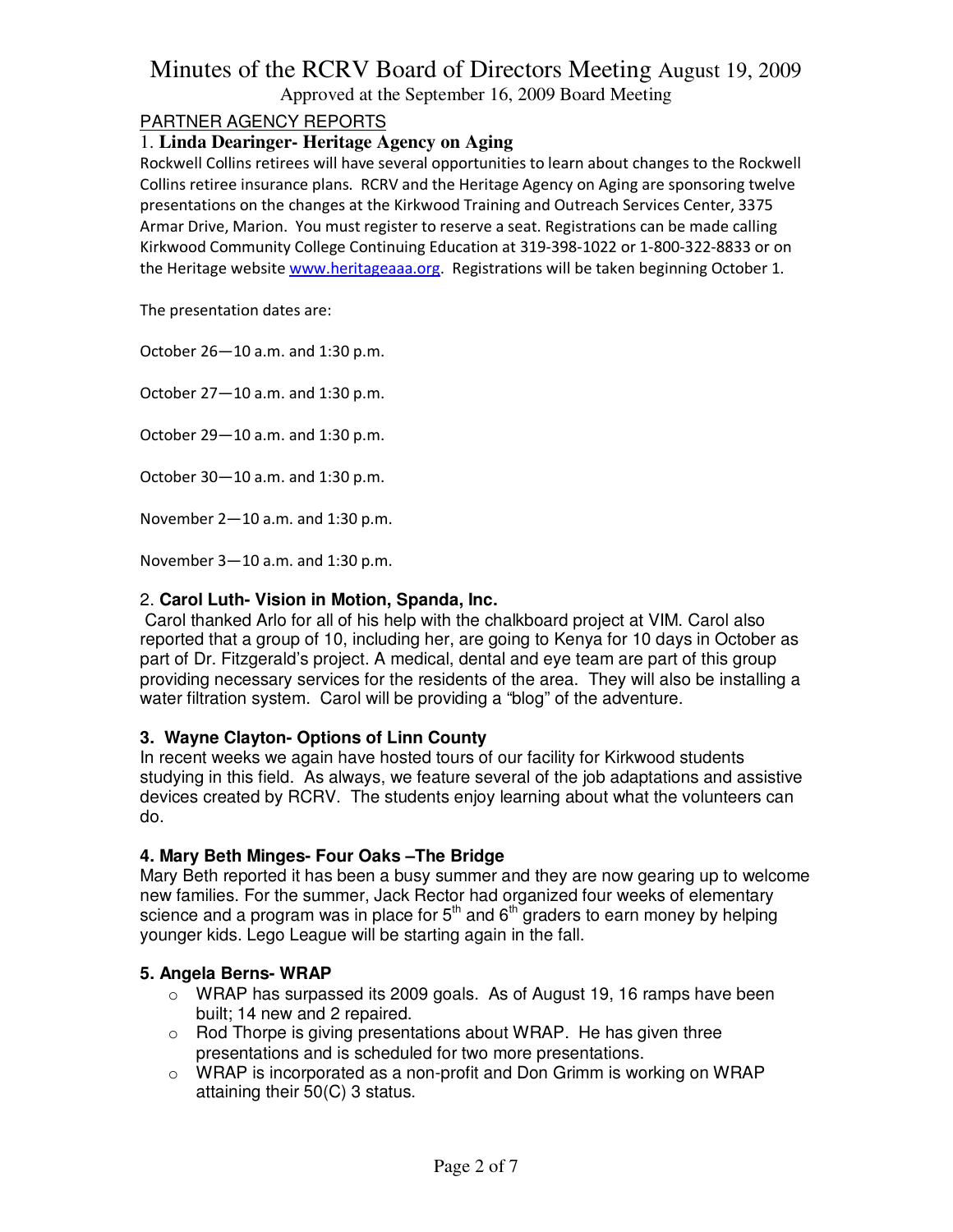# Minutes of the RCRV Board of Directors Meeting August 19, 2009

Approved at the September 16, 2009 Board Meeting

## PARTNER AGENCY REPORTS

### 1. Linda Dearinger- Heritage Agency on Aging

Rockwell Collins retirees will have several opportunities to learn about changes to the Rockwell Collins retiree insurance plans. RCRV and the Heritage Agency on Aging are sponsoring twelve presentations on the changes at the Kirkwood Training and Outreach Services Center, 3375 Armar Drive, Marion. You must register to reserve a seat. Registrations can be made calling Kirkwood Community College Continuing Education at 319-398-1022 or 1-800-322-8833 or on the Heritage website www.heritageaaa.org. Registrations will be taken beginning October 1.

The presentation dates are:

October 26—10 a.m. and 1:30 p.m.

October 27—10 a.m. and 1:30 p.m.

October 29—10 a.m. and 1:30 p.m.

October 30—10 a.m. and 1:30 p.m.

November 2—10 a.m. and 1:30 p.m.

November 3—10 a.m. and 1:30 p.m.

### 2. Carol Luth- Vision in Motion, Spanda, Inc.

Carol thanked Arlo for all of his help with the chalkboard project at VIM. Carol also reported that a group of 10, including her, are going to Kenya for 10 days in October as part of Dr. Fitzgerald's project. A medical, dental and eye team are part of this group providing necessary services for the residents of the area. They will also be installing a water filtration system. Carol will be providing a "blog" of the adventure.

### 3. Wayne Clayton- Options of Linn County

In recent weeks we again have hosted tours of our facility for Kirkwood students studying in this field. As always, we feature several of the job adaptations and assistive devices created by RCRV. The students enjoy learning about what the volunteers can do.

### 4. Mary Beth Minges- Four Oaks –The Bridge

Mary Beth reported it has been a busy summer and they are now gearing up to welcome new families. For the summer, Jack Rector had organized four weeks of elementary science and a program was in place for 5th and 6th graders to earn money by helping younger kids. Lego League will be starting again in the fall.

### 5. Angela Berns- WRAP

- WRAP has surpassed its 2009 goals. As of August 19, 16 ramps have been built; 14 new and 2 repaired.
- Rod Thorpe is giving presentations about WRAP. He has given three presentations and is scheduled for two more presentations.
- WRAP is incorporated as a non-profit and Don Grimm is working on WRAP attaining their 50(C) 3 status.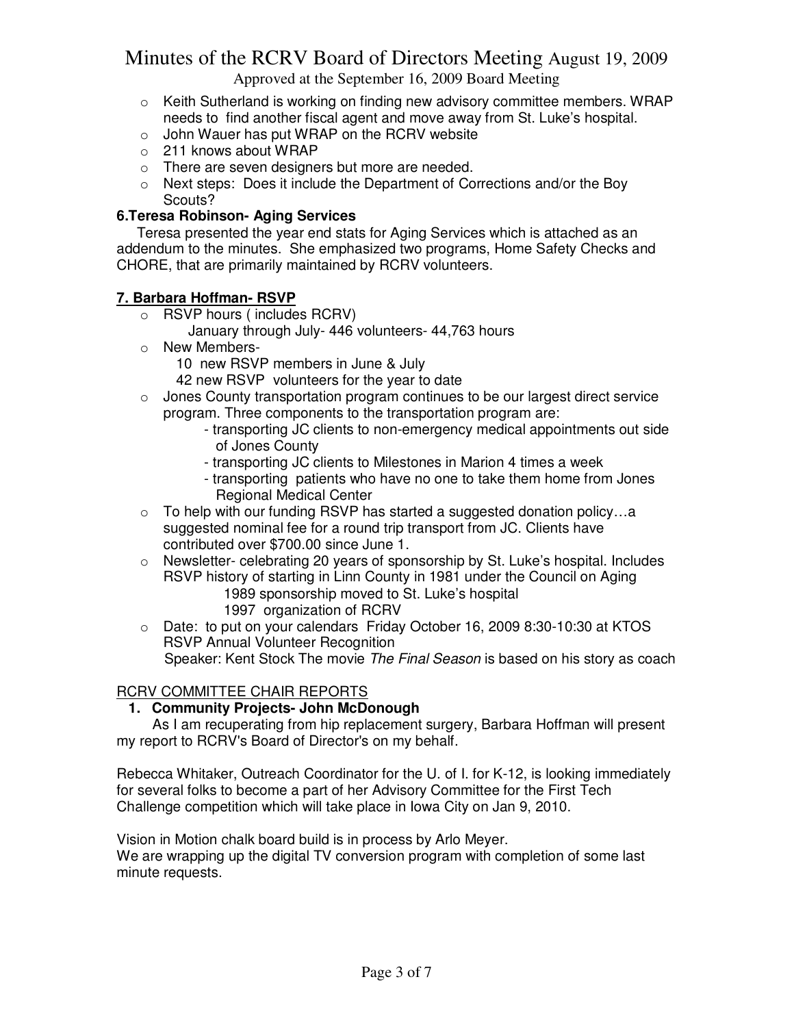- Keith Sutherland is working on finding new advisory committee members. WRAP needs to find another fiscal agent and move away from St. Luke's hospital.
- John Wauer has put WRAP on the RCRV website
- 211 knows about WRAP
- There are seven designers but more are needed.
- Next steps: Does it include the Department of Corrections and/or the Boy Scouts?

**6.Teresa Robinson- Aging Services**

Teresa presented the year end stats for Aging Services which is attached as an addendum to the minutes. She emphasized two programs, Home Safety Checks and CHORE, that are primarily maintained by RCRV volunteers.

**7. Barbara Hoffman- RSVP**

- RSVP hours ( includes RCRV)
  January through July- 446 volunteers- 44,763 hours
- New Members-
  10 new RSVP members in June & July
  42 new RSVP volunteers for the year to date
- Jones County transportation program continues to be our largest direct service program. Three components to the transportation program are:
  - transporting JC clients to non-emergency medical appointments out side of Jones County
  - transporting JC clients to Milestones in Marion 4 times a week
  - transporting patients who have no one to take them home from Jones Regional Medical Center
- To help with our funding RSVP has started a suggested donation policy…a suggested nominal fee for a round trip transport from JC. Clients have contributed over $700.00 since June 1.
- Newsletter- celebrating 20 years of sponsorship by St. Luke's hospital. Includes RSVP history of starting in Linn County in 1981 under the Council on Aging
  1989 sponsorship moved to St. Luke's hospital
  1997 organization of RCRV
- Date: to put on your calendars Friday October 16, 2009 8:30-10:30 at KTOS RSVP Annual Volunteer Recognition
  Speaker: Kent Stock The movie *The Final Season* is based on his story as coach

RCRV COMMITTEE CHAIR REPORTS

1. **Community Projects- John McDonough**

As I am recuperating from hip replacement surgery, Barbara Hoffman will present my report to RCRV's Board of Director's on my behalf.

Rebecca Whitaker, Outreach Coordinator for the U. of I. for K-12, is looking immediately for several folks to become a part of her Advisory Committee for the First Tech Challenge competition which will take place in Iowa City on Jan 9, 2010.

Vision in Motion chalk board build is in process by Arlo Meyer.
We are wrapping up the digital TV conversion program with completion of some last minute requests.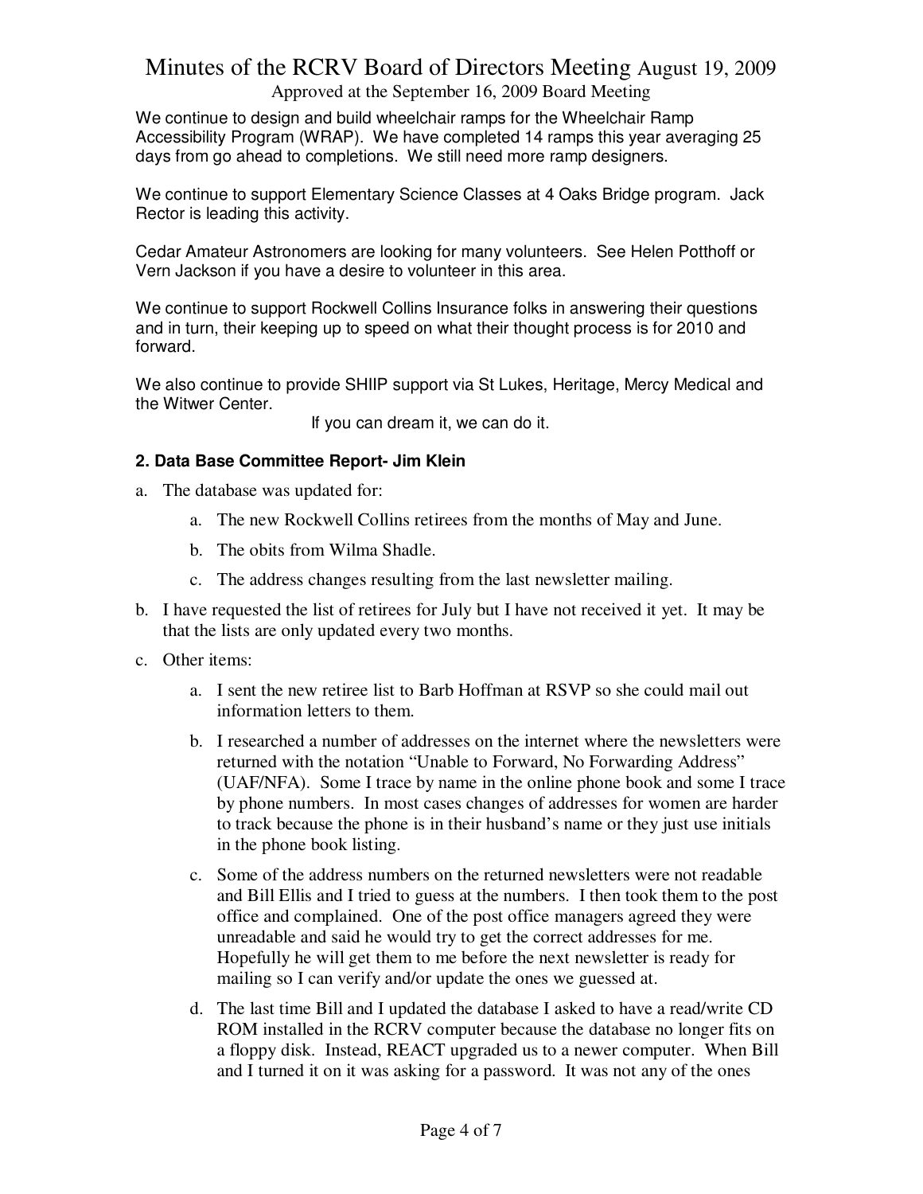We continue to design and build wheelchair ramps for the Wheelchair Ramp Accessibility Program (WRAP). We have completed 14 ramps this year averaging 25 days from go ahead to completions. We still need more ramp designers.

We continue to support Elementary Science Classes at 4 Oaks Bridge program. Jack Rector is leading this activity.

Cedar Amateur Astronomers are looking for many volunteers. See Helen Potthoff or Vern Jackson if you have a desire to volunteer in this area.

We continue to support Rockwell Collins Insurance folks in answering their questions and in turn, their keeping up to speed on what their thought process is for 2010 and forward.

We also continue to provide SHIIP support via St Lukes, Heritage, Mercy Medical and the Witwer Center.

If you can dream it, we can do it.

**2. Data Base Committee Report- Jim Klein**

a. The database was updated for:
   a. The new Rockwell Collins retirees from the months of May and June.
   b. The obits from Wilma Shadle.
   c. The address changes resulting from the last newsletter mailing.

b. I have requested the list of retirees for July but I have not received it yet. It may be that the lists are only updated every two months.

c. Other items:
   a. I sent the new retiree list to Barb Hoffman at RSVP so she could mail out information letters to them.
   b. I researched a number of addresses on the internet where the newsletters were returned with the notation "Unable to Forward, No Forwarding Address" (UAF/NFA). Some I trace by name in the online phone book and some I trace by phone numbers. In most cases changes of addresses for women are harder to track because the phone is in their husband's name or they just use initials in the phone book listing.
   c. Some of the address numbers on the returned newsletters were not readable and Bill Ellis and I tried to guess at the numbers. I then took them to the post office and complained. One of the post office managers agreed they were unreadable and said he would try to get the correct addresses for me. Hopefully he will get them to me before the next newsletter is ready for mailing so I can verify and/or update the ones we guessed at.
   d. The last time Bill and I updated the database I asked to have a read/write CD ROM installed in the RCRV computer because the database no longer fits on a floppy disk. Instead, REACT upgraded us to a newer computer. When Bill and I turned it on it was asking for a password. It was not any of the ones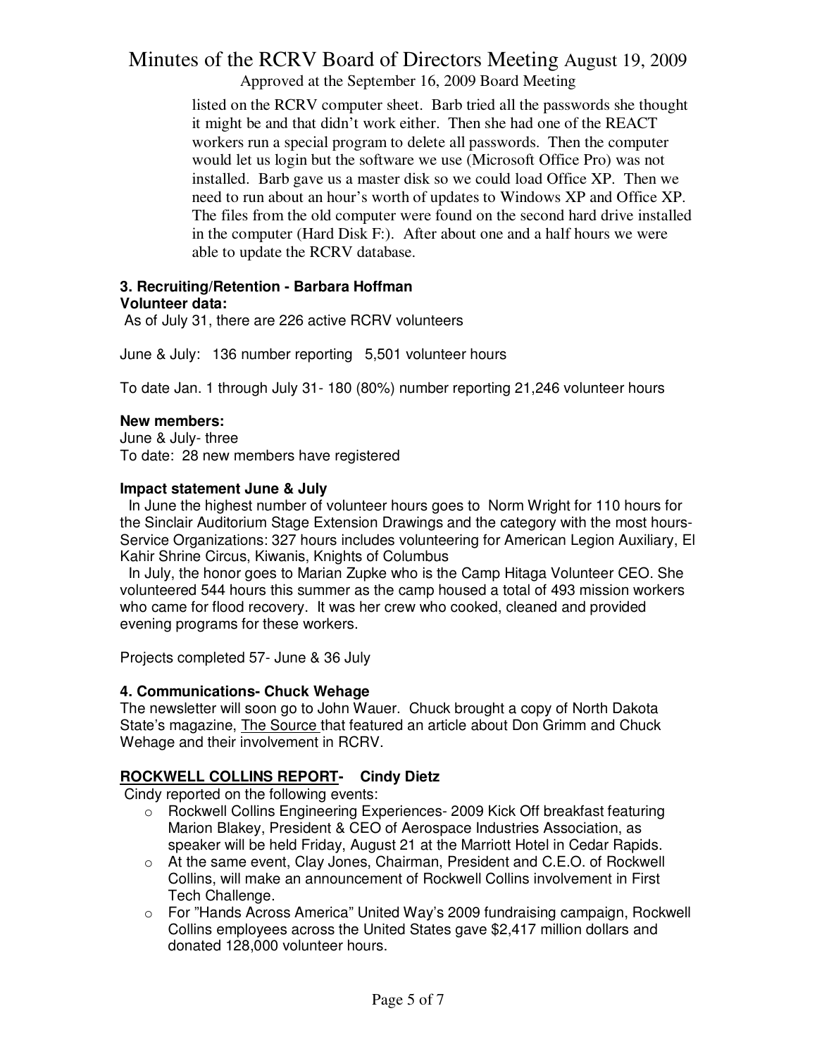listed on the RCRV computer sheet. Barb tried all the passwords she thought it might be and that didn't work either. Then she had one of the REACT workers run a special program to delete all passwords. Then the computer would let us login but the software we use (Microsoft Office Pro) was not installed. Barb gave us a master disk so we could load Office XP. Then we need to run about an hour's worth of updates to Windows XP and Office XP. The files from the old computer were found on the second hard drive installed in the computer (Hard Disk F:). After about one and a half hours we were able to update the RCRV database.

### 3. Recruiting/Retention - Barbara Hoffman

**Volunteer data:**

As of July 31, there are 226 active RCRV volunteers

June & July: 136 number reporting 5,501 volunteer hours

To date Jan. 1 through July 31- 180 (80%) number reporting 21,246 volunteer hours

**New members:**

June & July- three
To date: 28 new members have registered

**Impact statement June & July**

In June the highest number of volunteer hours goes to Norm Wright for 110 hours for the Sinclair Auditorium Stage Extension Drawings and the category with the most hours- Service Organizations: 327 hours includes volunteering for American Legion Auxiliary, El Kahir Shrine Circus, Kiwanis, Knights of Columbus

In July, the honor goes to Marian Zupke who is the Camp Hitaga Volunteer CEO. She volunteered 544 hours this summer as the camp housed a total of 493 mission workers who came for flood recovery. It was her crew who cooked, cleaned and provided evening programs for these workers.

Projects completed 57- June & 36 July

### 4. Communications- Chuck Wehage

The newsletter will soon go to John Wauer. Chuck brought a copy of North Dakota State's magazine, The Source that featured an article about Don Grimm and Chuck Wehage and their involvement in RCRV.

### ROCKWELL COLLINS REPORT- Cindy Dietz

Cindy reported on the following events:

- Rockwell Collins Engineering Experiences- 2009 Kick Off breakfast featuring Marion Blakey, President & CEO of Aerospace Industries Association, as speaker will be held Friday, August 21 at the Marriott Hotel in Cedar Rapids.
- At the same event, Clay Jones, Chairman, President and C.E.O. of Rockwell Collins, will make an announcement of Rockwell Collins involvement in First Tech Challenge.
- For "Hands Across America" United Way's 2009 fundraising campaign, Rockwell Collins employees across the United States gave $2,417 million dollars and donated 128,000 volunteer hours.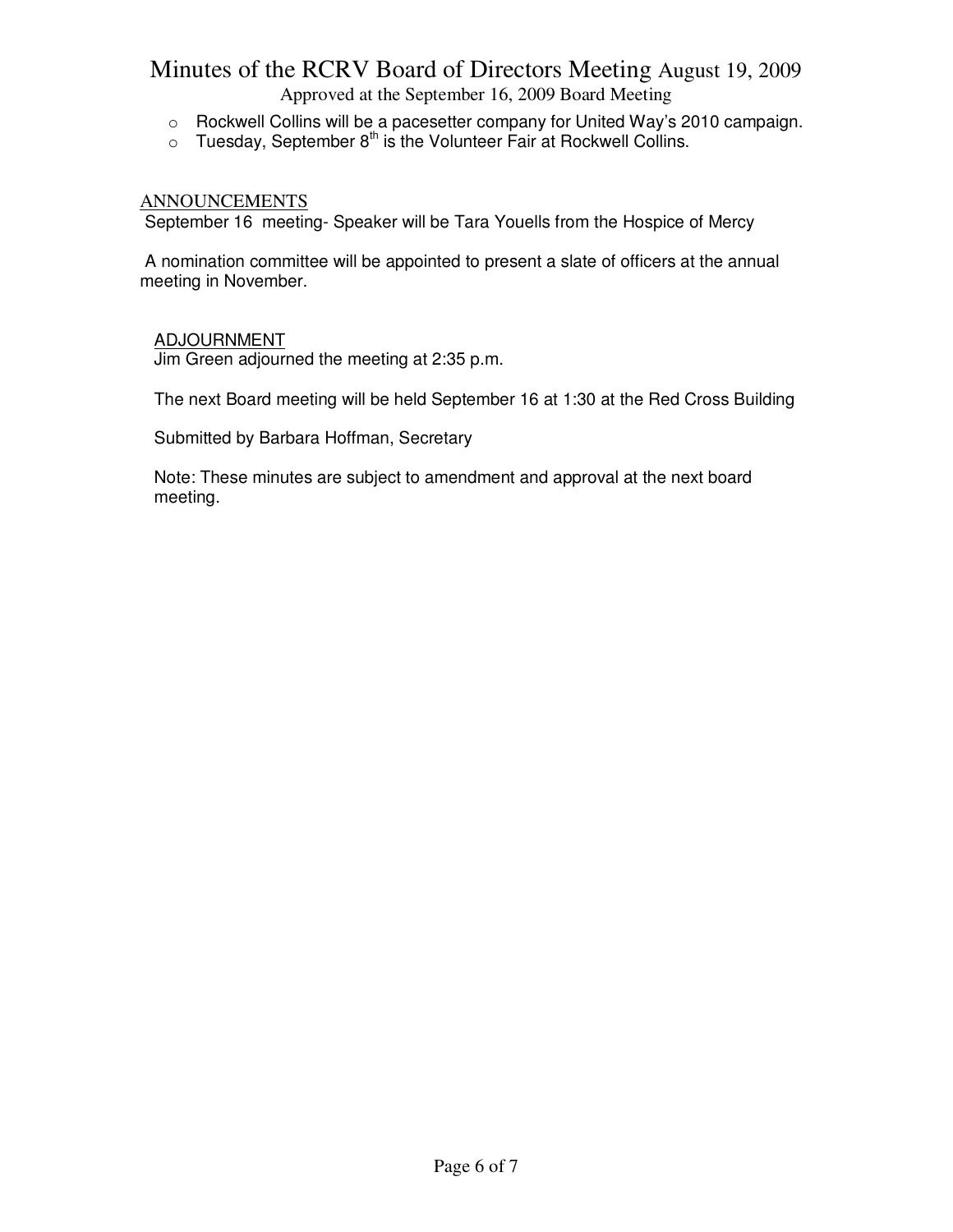- Rockwell Collins will be a pacesetter company for United Way's 2010 campaign.
- Tuesday, September 8th is the Volunteer Fair at Rockwell Collins.

## ANNOUNCEMENTS

September 16 meeting- Speaker will be Tara Youells from the Hospice of Mercy

A nomination committee will be appointed to present a slate of officers at the annual meeting in November.

## ADJOURNMENT

Jim Green adjourned the meeting at 2:35 p.m.

The next Board meeting will be held September 16 at 1:30 at the Red Cross Building

Submitted by Barbara Hoffman, Secretary

Note: These minutes are subject to amendment and approval at the next board meeting.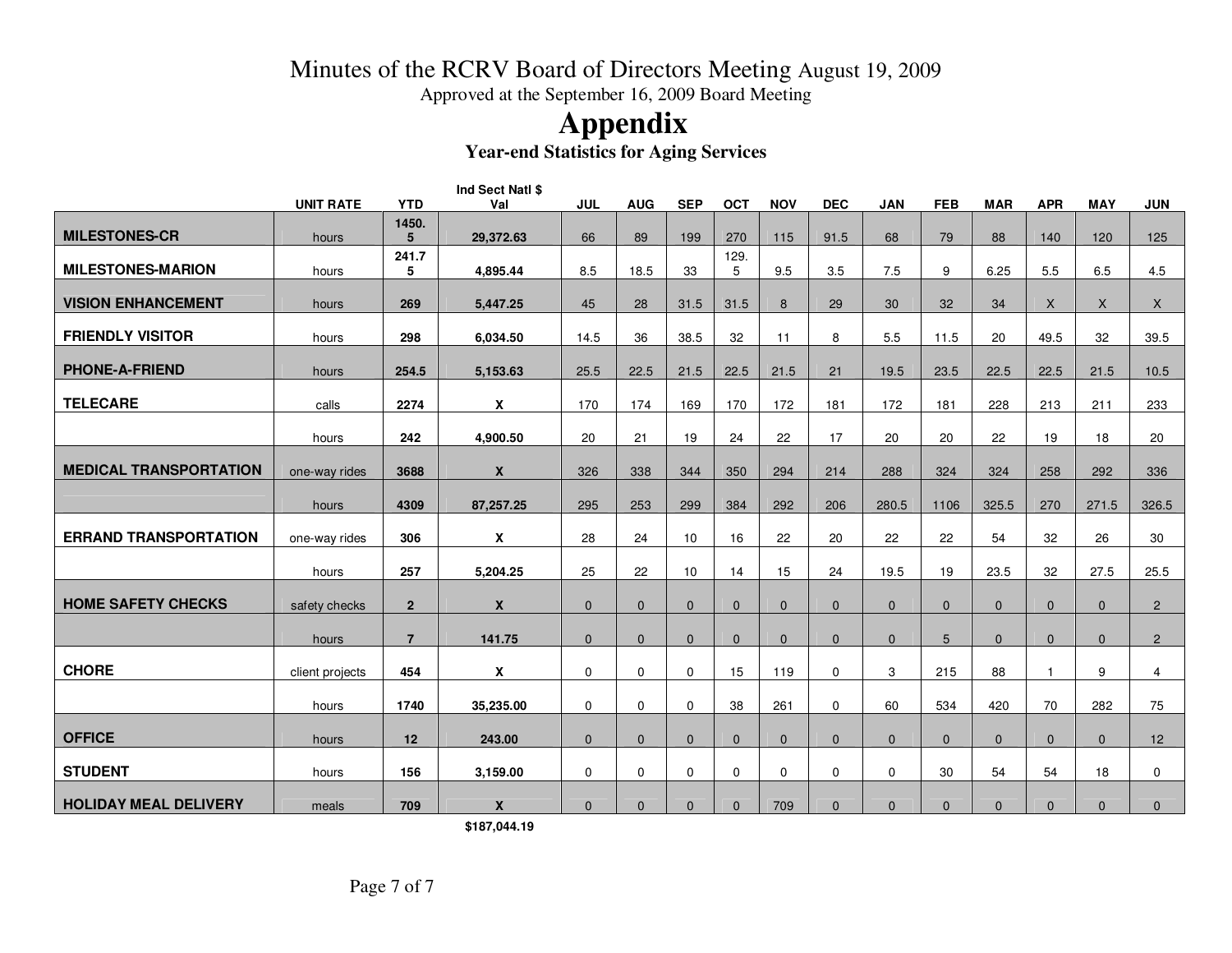# Minutes of the RCRV Board of Directors Meeting August 19, 2009

Approved at the September 16, 2009 Board Meeting

## Appendix

### Year-end Statistics for Aging Services

| | UNIT RATE | YTD | Ind Sect Natl $ Val | JUL | AUG | SEP | OCT | NOV | DEC | JAN | FEB | MAR | APR | MAY | JUN |
|---|---|---|---|---|---|---|---|---|---|---|---|---|---|---|---|
| **MILESTONES-CR** | hours | **1450.5** | **29,372.63** | 66 | 89 | 199 | 270 | 115 | 91.5 | 68 | 79 | 88 | 140 | 120 | 125 |
| **MILESTONES-MARION** | hours | **241.75** | **4,895.44** | 8.5 | 18.5 | 33 | 129.5 | 9.5 | 3.5 | 7.5 | 9 | 6.25 | 5.5 | 6.5 | 4.5 |
| **VISION ENHANCEMENT** | hours | **269** | **5,447.25** | 45 | 28 | 31.5 | 31.5 | 8 | 29 | 30 | 32 | 34 | X | X | X |
| **FRIENDLY VISITOR** | hours | **298** | **6,034.50** | 14.5 | 36 | 38.5 | 32 | 11 | 8 | 5.5 | 11.5 | 20 | 49.5 | 32 | 39.5 |
| **PHONE-A-FRIEND** | hours | **254.5** | **5,153.63** | 25.5 | 22.5 | 21.5 | 22.5 | 21.5 | 21 | 19.5 | 23.5 | 22.5 | 22.5 | 21.5 | 10.5 |
| **TELECARE** | calls | **2274** | **X** | 170 | 174 | 169 | 170 | 172 | 181 | 172 | 181 | 228 | 213 | 211 | 233 |
| | hours | **242** | **4,900.50** | 20 | 21 | 19 | 24 | 22 | 17 | 20 | 20 | 22 | 19 | 18 | 20 |
| **MEDICAL TRANSPORTATION** | one-way rides | **3688** | **X** | 326 | 338 | 344 | 350 | 294 | 214 | 288 | 324 | 324 | 258 | 292 | 336 |
| | hours | **4309** | **87,257.25** | 295 | 253 | 299 | 384 | 292 | 206 | 280.5 | 1106 | 325.5 | 270 | 271.5 | 326.5 |
| **ERRAND TRANSPORTATION** | one-way rides | **306** | **X** | 28 | 24 | 10 | 16 | 22 | 20 | 22 | 22 | 54 | 32 | 26 | 30 |
| | hours | **257** | **5,204.25** | 25 | 22 | 10 | 14 | 15 | 24 | 19.5 | 19 | 23.5 | 32 | 27.5 | 25.5 |
| **HOME SAFETY CHECKS** | safety checks | **2** | **X** | 0 | 0 | 0 | 0 | 0 | 0 | 0 | 0 | 0 | 0 | 0 | 2 |
| | hours | **7** | **141.75** | 0 | 0 | 0 | 0 | 0 | 0 | 0 | 5 | 0 | 0 | 0 | 2 |
| **CHORE** | client projects | **454** | **X** | 0 | 0 | 0 | 15 | 119 | 0 | 3 | 215 | 88 | 1 | 9 | 4 |
| | hours | **1740** | **35,235.00** | 0 | 0 | 0 | 38 | 261 | 0 | 60 | 534 | 420 | 70 | 282 | 75 |
| **OFFICE** | hours | **12** | **243.00** | 0 | 0 | 0 | 0 | 0 | 0 | 0 | 0 | 0 | 0 | 0 | 12 |
| **STUDENT** | hours | **156** | **3,159.00** | 0 | 0 | 0 | 0 | 0 | 0 | 0 | 30 | 54 | 54 | 18 | 0 |
| **HOLIDAY MEAL DELIVERY** | meals | **709** | **X** | 0 | 0 | 0 | 0 | 709 | 0 | 0 | 0 | 0 | 0 | 0 | 0 |
| | | | **$187,044.19** | | | | | | | | | | | | |